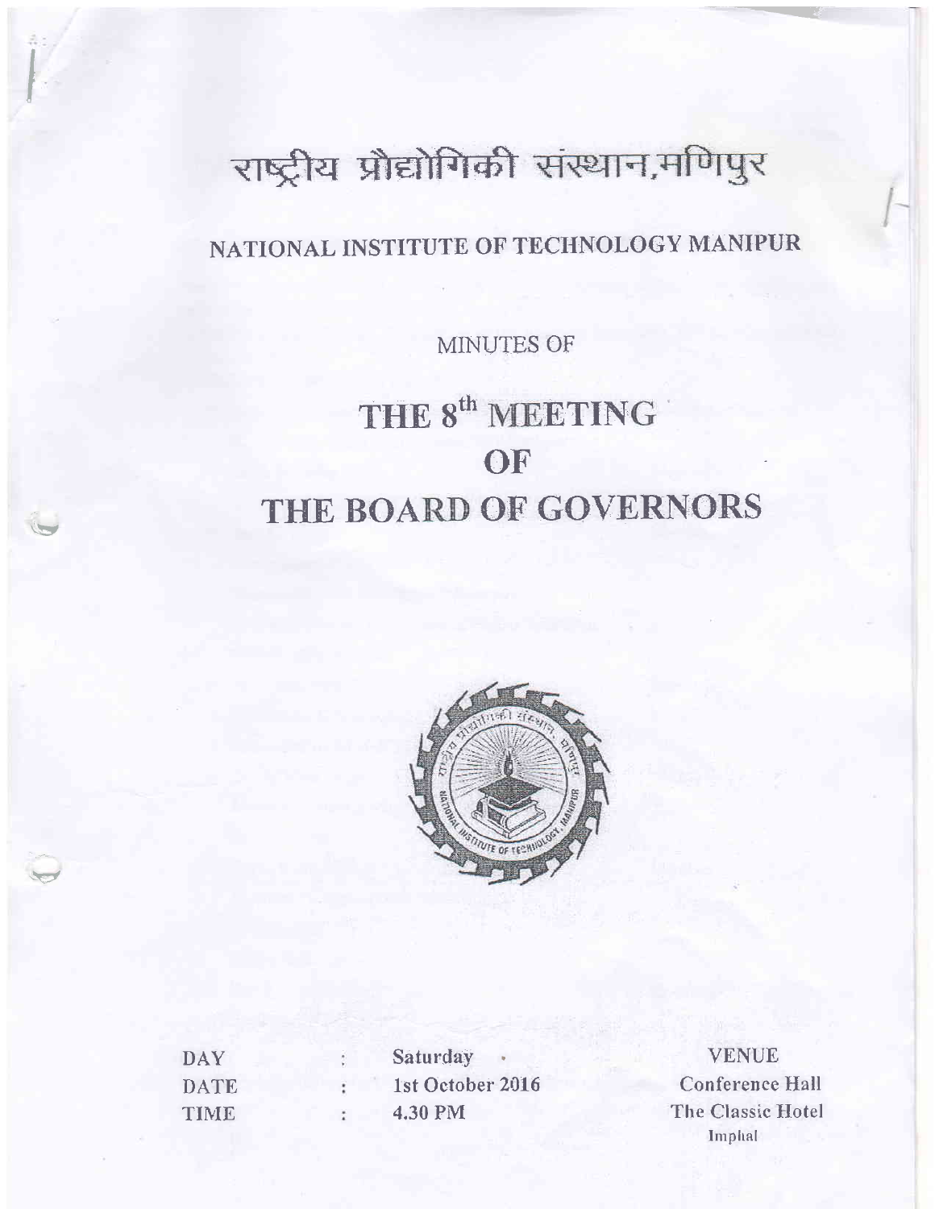# राष्ट्रीय प्रौद्योगिकी संस्थान,मणिपुर

## NATIONAL INSTITUTE OF TECHNOLOGY MANIPUR

MINUTES OF

# THE 8th MEETING OF THE BOARD OF GOVERNORS

| | | | |
|---|---|---|---|
| DAY | : | Saturday | VENUE |
| DATE | : | 1st October 2016 | Conference Hall |
| TIME | : | 4.30 PM | The Classic Hotel |
| | | | Imphal |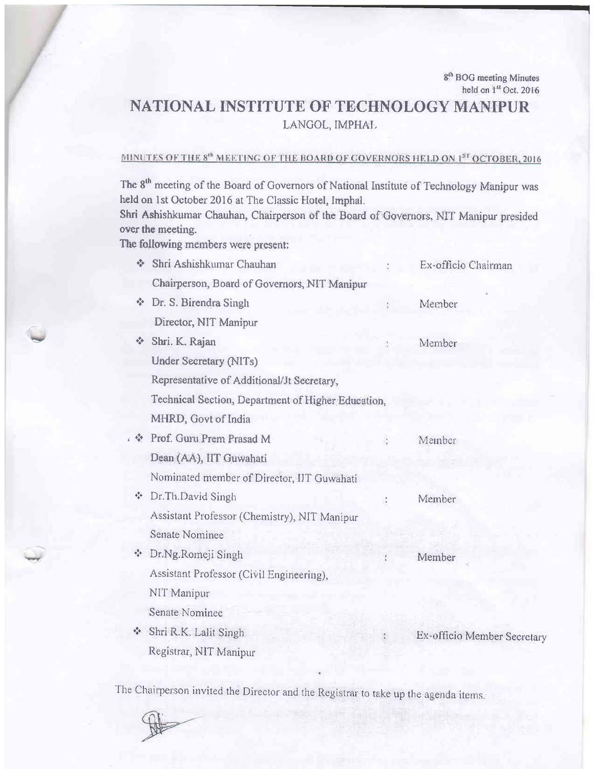8[th] BOG meeting Minutes held on 1[st] Oct. 2016

# NATIONAL INSTITUTE OF TECHNOLOGY MANIPUR

LANGOL, IMPHAL

## MINUTES OF THE 8[th] MEETING OF THE BOARD OF GOVERNORS HELD ON 1[ST] OCTOBER, 2016

The 8[th] meeting of the Board of Governors of National Institute of Technology Manipur was held on 1st October 2016 at The Classic Hotel, Imphal.
Shri Ashishkumar Chauhan, Chairperson of the Board of Governors, NIT Manipur presided over the meeting.
The following members were present:

- Shri Ashishkumar Chauhan : Ex-officio Chairman
  Chairperson, Board of Governors, NIT Manipur
- Dr. S. Birendra Singh : Member
  Director, NIT Manipur
- Shri. K. Rajan : Member
  Under Secretary (NITs)
  Representative of Additional/Jt Secretary,
  Technical Section, Department of Higher Education,
  MHRD, Govt of India
- Prof. Guru Prem Prasad M : Member
  Dean (AA), IIT Guwahati
  Nominated member of Director, IIT Guwahati
- Dr.Th.David Singh : Member
  Assistant Professor (Chemistry), NIT Manipur
  Senate Nominee
- Dr.Ng.Romeji Singh : Member
  Assistant Professor (Civil Engineering),
  NIT Manipur
  Senate Nominee
- Shri R.K. Lalit Singh : Ex-officio Member Secretary
  Registrar, NIT Manipur

The Chairperson invited the Director and the Registrar to take up the agenda items.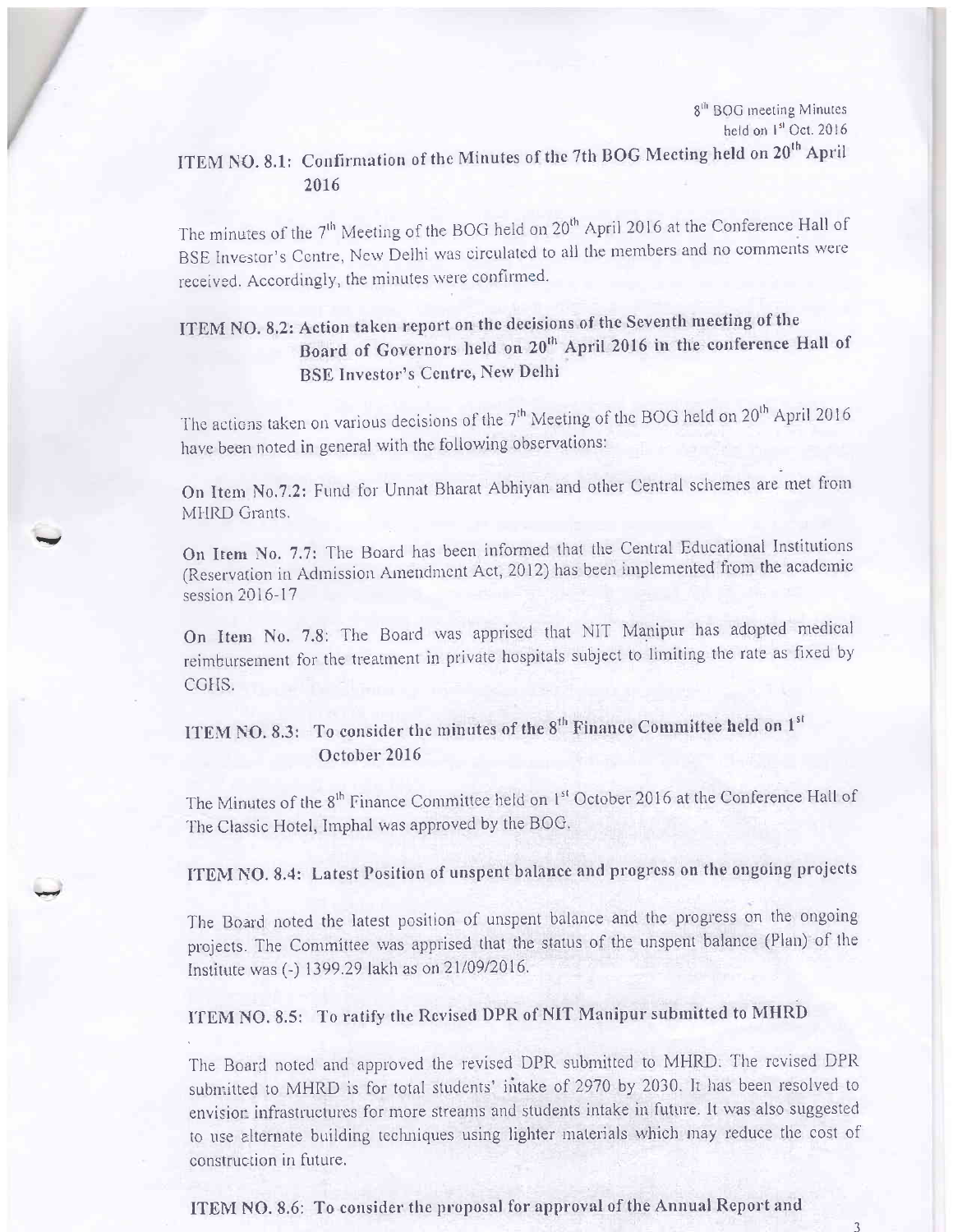### ITEM NO. 8.1: Confirmation of the Minutes of the 7th BOG Meeting held on 20th April 2016

The minutes of the 7th Meeting of the BOG held on 20th April 2016 at the Conference Hall of BSE Investor's Centre, New Delhi was circulated to all the members and no comments were received. Accordingly, the minutes were confirmed.

### ITEM NO. 8.2: Action taken report on the decisions of the Seventh meeting of the Board of Governors held on 20th April 2016 in the conference Hall of BSE Investor's Centre, New Delhi

The actions taken on various decisions of the 7th Meeting of the BOG held on 20th April 2016 have been noted in general with the following observations:

**On Item No.7.2:** Fund for Unnat Bharat Abhiyan and other Central schemes are met from MHRD Grants.

**On Item No. 7.7:** The Board has been informed that the Central Educational Institutions (Reservation in Admission Amendment Act, 2012) has been implemented from the academic session 2016-17

**On Item No. 7.8:** The Board was apprised that NIT Manipur has adopted medical reimbursement for the treatment in private hospitals subject to limiting the rate as fixed by CGHS.

### ITEM NO. 8.3: To consider the minutes of the 8th Finance Committee held on 1st October 2016

The Minutes of the 8th Finance Committee held on 1st October 2016 at the Conference Hall of The Classic Hotel, Imphal was approved by the BOG.

### ITEM NO. 8.4: Latest Position of unspent balance and progress on the ongoing projects

The Board noted the latest position of unspent balance and the progress on the ongoing projects. The Committee was apprised that the status of the unspent balance (Plan) of the Institute was (-) 1399.29 lakh as on 21/09/2016.

### ITEM NO. 8.5: To ratify the Revised DPR of NIT Manipur submitted to MHRD

The Board noted and approved the revised DPR submitted to MHRD. The revised DPR submitted to MHRD is for total students' intake of 2970 by 2030. It has been resolved to envision infrastructures for more streams and students intake in future. It was also suggested to use alternate building techniques using lighter materials which may reduce the cost of construction in future.

### ITEM NO. 8.6: To consider the proposal for approval of the Annual Report and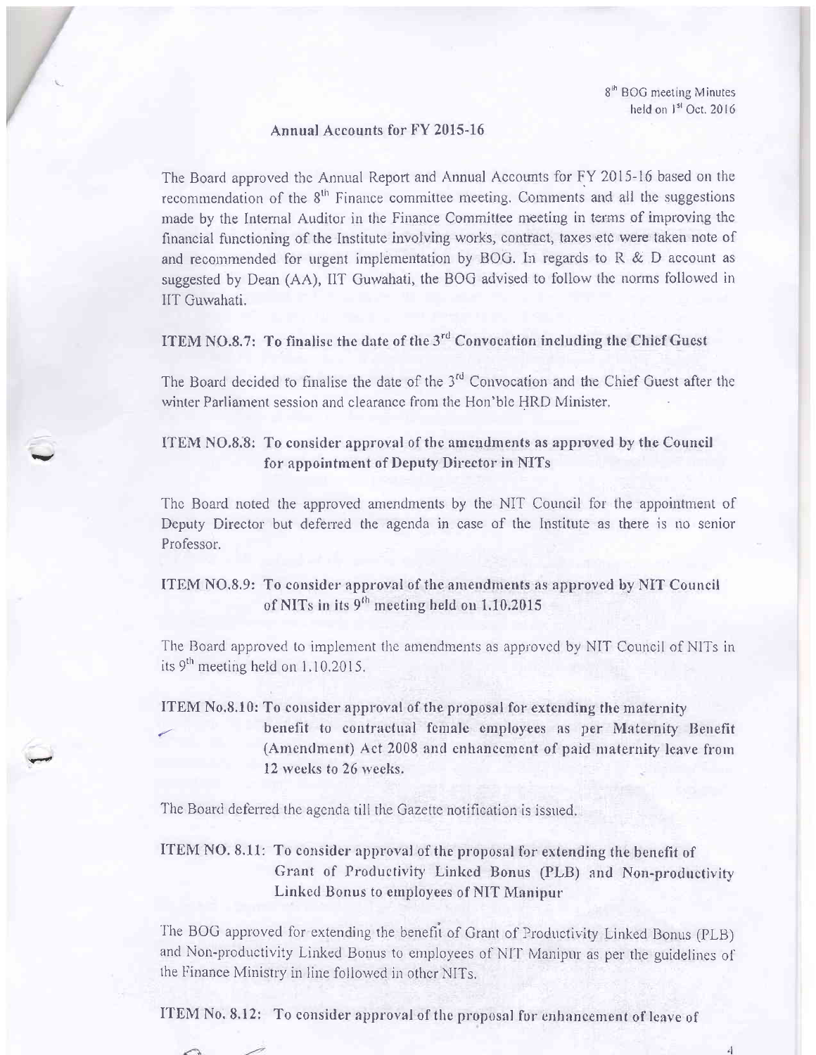**Annual Accounts for FY 2015-16**

The Board approved the Annual Report and Annual Accounts for FY 2015-16 based on the recommendation of the 8th Finance committee meeting. Comments and all the suggestions made by the Internal Auditor in the Finance Committee meeting in terms of improving the financial functioning of the Institute involving works, contract, taxes etc were taken note of and recommended for urgent implementation by BOG. In regards to R & D account as suggested by Dean (AA), IIT Guwahati, the BOG advised to follow the norms followed in IIT Guwahati.

**ITEM NO.8.7: To finalise the date of the 3rd Convocation including the Chief Guest**

The Board decided to finalise the date of the 3rd Convocation and the Chief Guest after the winter Parliament session and clearance from the Hon'ble HRD Minister.

**ITEM NO.8.8: To consider approval of the amendments as approved by the Council for appointment of Deputy Director in NITs**

The Board noted the approved amendments by the NIT Council for the appointment of Deputy Director but deferred the agenda in case of the Institute as there is no senior Professor.

**ITEM NO.8.9: To consider approval of the amendments as approved by NIT Council of NITs in its 9th meeting held on 1.10.2015**

The Board approved to implement the amendments as approved by NIT Council of NITs in its 9th meeting held on 1.10.2015.

**ITEM No.8.10: To consider approval of the proposal for extending the maternity benefit to contractual female employees as per Maternity Benefit (Amendment) Act 2008 and enhancement of paid maternity leave from 12 weeks to 26 weeks.**

The Board deferred the agenda till the Gazette notification is issued.

**ITEM NO. 8.11: To consider approval of the proposal for extending the benefit of Grant of Productivity Linked Bonus (PLB) and Non-productivity Linked Bonus to employees of NIT Manipur**

The BOG approved for extending the benefit of Grant of Productivity Linked Bonus (PLB) and Non-productivity Linked Bonus to employees of NIT Manipur as per the guidelines of the Finance Ministry in line followed in other NITs.

**ITEM No. 8.12: To consider approval of the proposal for enhancement of leave of**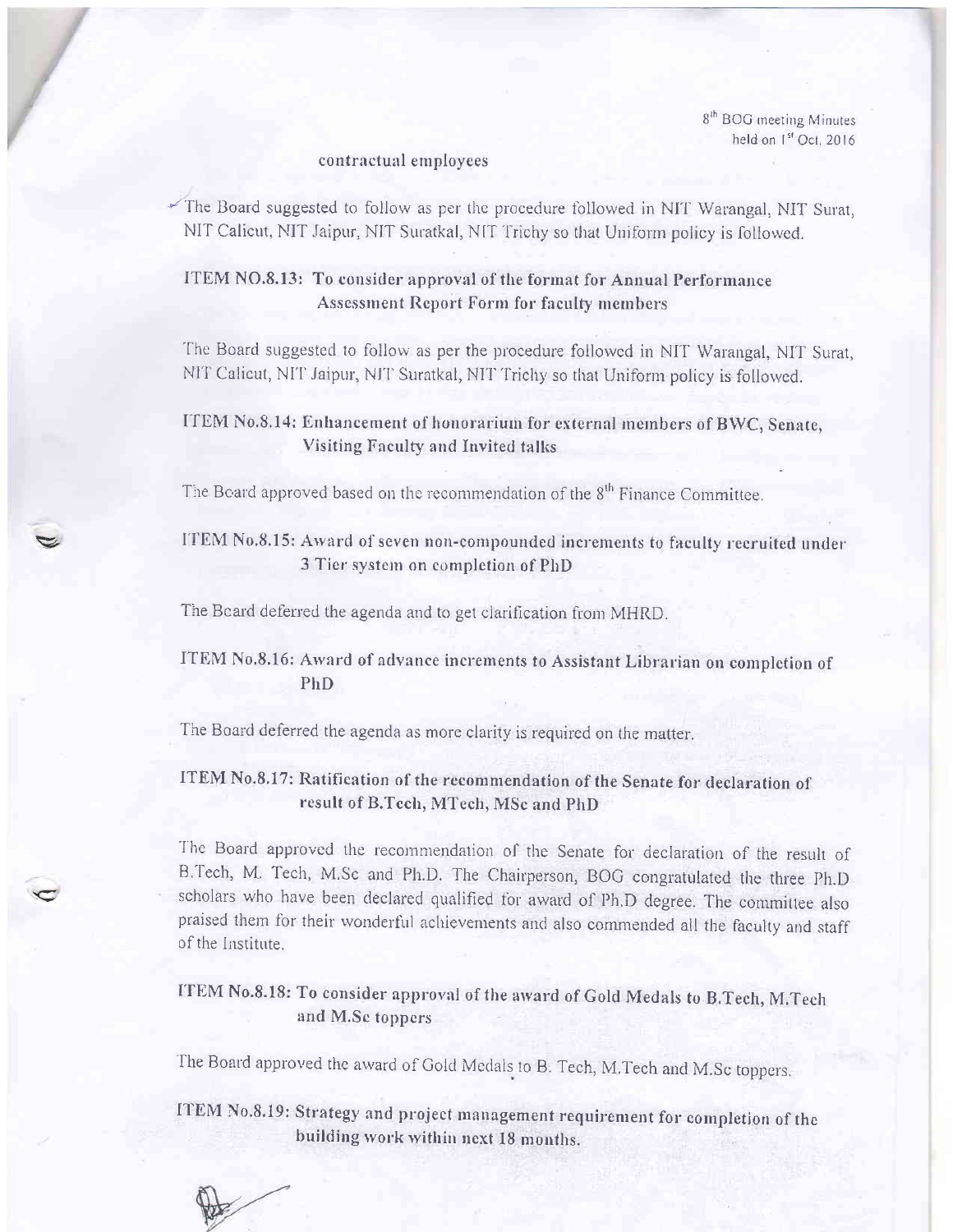contractual employees

The Board suggested to follow as per the procedure followed in NIT Warangal, NIT Surat, NIT Calicut, NIT Jaipur, NIT Suratkal, NIT Trichy so that Uniform policy is followed.

### ITEM NO.8.13: To consider approval of the format for Annual Performance Assessment Report Form for faculty members

The Board suggested to follow as per the procedure followed in NIT Warangal, NIT Surat, NIT Calicut, NIT Jaipur, NIT Suratkal, NIT Trichy so that Uniform policy is followed.

### ITEM No.8.14: Enhancement of honorarium for external members of BWC, Senate, Visiting Faculty and Invited talks

The Board approved based on the recommendation of the 8th Finance Committee.

### ITEM No.8.15: Award of seven non-compounded increments to faculty recruited under 3 Tier system on completion of PhD

The Board deferred the agenda and to get clarification from MHRD.

### ITEM No.8.16: Award of advance increments to Assistant Librarian on completion of PhD

The Board deferred the agenda as more clarity is required on the matter.

### ITEM No.8.17: Ratification of the recommendation of the Senate for declaration of result of B.Tech, MTech, MSc and PhD

The Board approved the recommendation of the Senate for declaration of the result of B.Tech, M. Tech, M.Sc and Ph.D. The Chairperson, BOG congratulated the three Ph.D scholars who have been declared qualified for award of Ph.D degree. The committee also praised them for their wonderful achievements and also commended all the faculty and staff of the Institute.

### ITEM No.8.18: To consider approval of the award of Gold Medals to B.Tech, M.Tech and M.Sc toppers

The Board approved the award of Gold Medals to B. Tech, M.Tech and M.Sc toppers.

### ITEM No.8.19: Strategy and project management requirement for completion of the building work within next 18 months.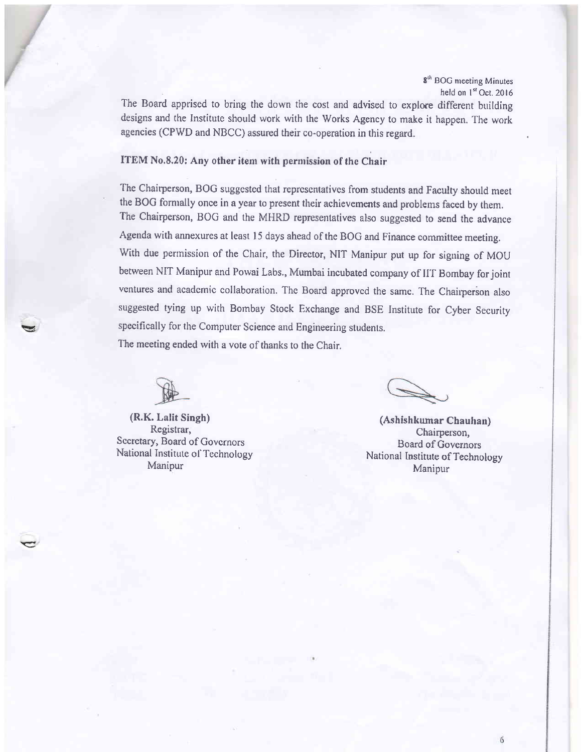The Board apprised to bring the down the cost and advised to explore different building designs and the Institute should work with the Works Agency to make it happen. The work agencies (CPWD and NBCC) assured their co-operation in this regard.

## ITEM No.8.20: Any other item with permission of the Chair

The Chairperson, BOG suggested that representatives from students and Faculty should meet the BOG formally once in a year to present their achievements and problems faced by them. The Chairperson, BOG and the MHRD representatives also suggested to send the advance Agenda with annexures at least 15 days ahead of the BOG and Finance committee meeting. With due permission of the Chair, the Director, NIT Manipur put up for signing of MOU between NIT Manipur and Powai Labs., Mumbai incubated company of IIT Bombay for joint ventures and academic collaboration. The Board approved the same. The Chairperson also suggested tying up with Bombay Stock Exchange and BSE Institute for Cyber Security specifically for the Computer Science and Engineering students.

The meeting ended with a vote of thanks to the Chair.

**(R.K. Lalit Singh)**
Registrar,
Secretary, Board of Governors
National Institute of Technology
Manipur

**(Ashishkumar Chauhan)**
Chairperson,
Board of Governors
National Institute of Technology
Manipur